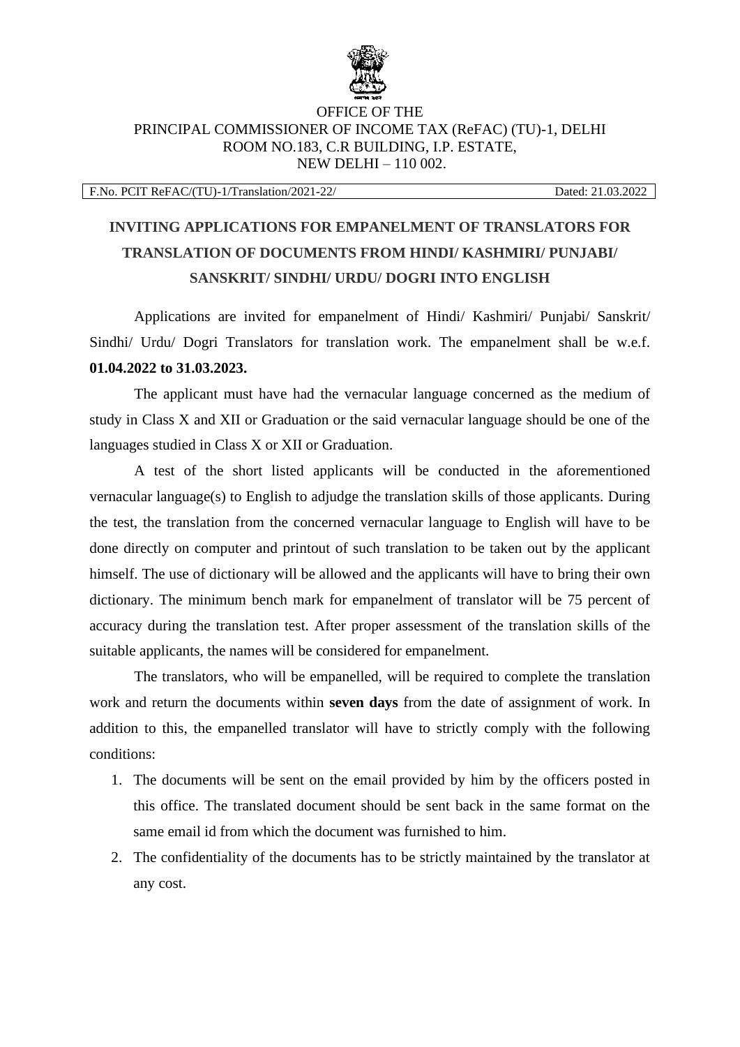OFFICE OF THE
PRINCIPAL COMMISSIONER OF INCOME TAX (ReFAC) (TU)-1, DELHI
ROOM NO.183, C.R BUILDING, I.P. ESTATE,
NEW DELHI – 110 002.

| F.No. PCIT ReFAC/(TU)-1/Translation/2021-22/ | Dated: 21.03.2022 |
|---|---|

## INVITING APPLICATIONS FOR EMPANELMENT OF TRANSLATORS FOR TRANSLATION OF DOCUMENTS FROM HINDI/ KASHMIRI/ PUNJABI/ SANSKRIT/ SINDHI/ URDU/ DOGRI INTO ENGLISH

Applications are invited for empanelment of Hindi/ Kashmiri/ Punjabi/ Sanskrit/ Sindhi/ Urdu/ Dogri Translators for translation work. The empanelment shall be w.e.f. **01.04.2022 to 31.03.2023.**

The applicant must have had the vernacular language concerned as the medium of study in Class X and XII or Graduation or the said vernacular language should be one of the languages studied in Class X or XII or Graduation.

A test of the short listed applicants will be conducted in the aforementioned vernacular language(s) to English to adjudge the translation skills of those applicants. During the test, the translation from the concerned vernacular language to English will have to be done directly on computer and printout of such translation to be taken out by the applicant himself. The use of dictionary will be allowed and the applicants will have to bring their own dictionary. The minimum bench mark for empanelment of translator will be 75 percent of accuracy during the translation test. After proper assessment of the translation skills of the suitable applicants, the names will be considered for empanelment.

The translators, who will be empanelled, will be required to complete the translation work and return the documents within **seven days** from the date of assignment of work. In addition to this, the empanelled translator will have to strictly comply with the following conditions:

1. The documents will be sent on the email provided by him by the officers posted in this office. The translated document should be sent back in the same format on the same email id from which the document was furnished to him.
2. The confidentiality of the documents has to be strictly maintained by the translator at any cost.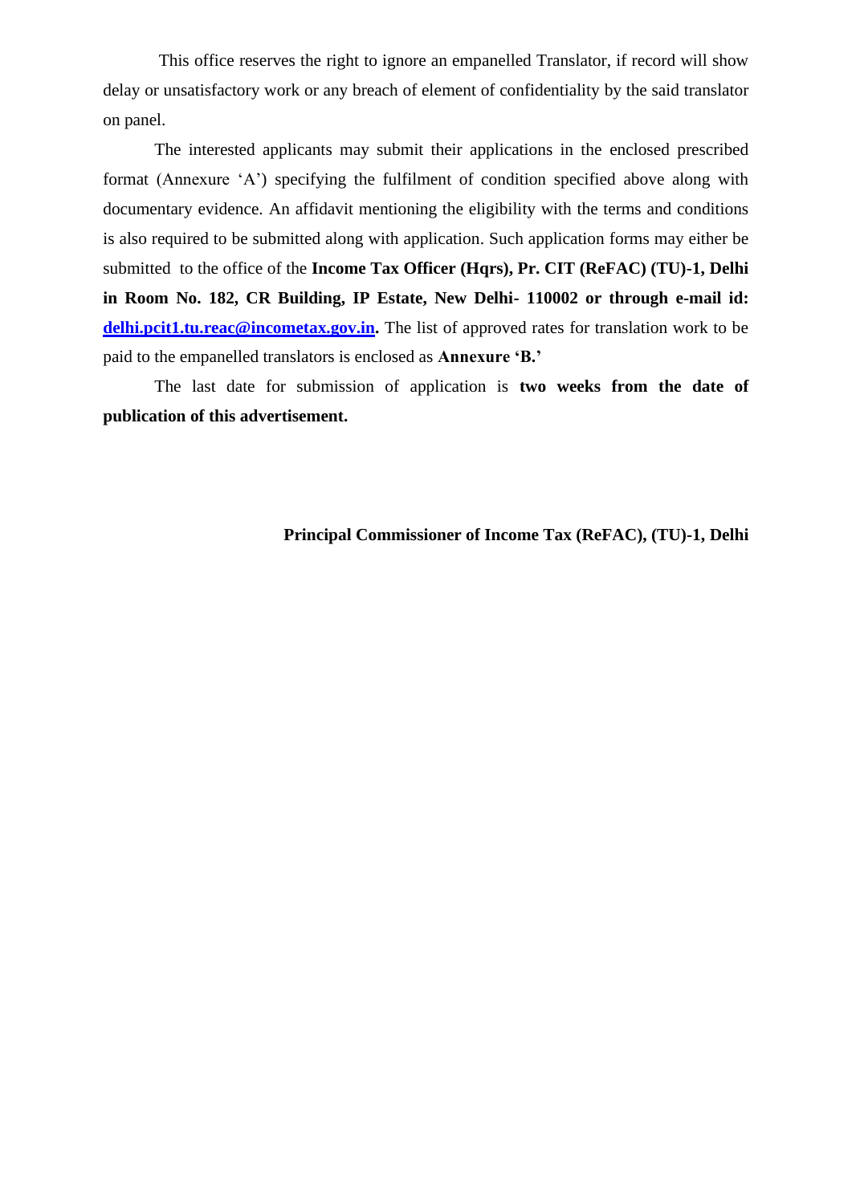This office reserves the right to ignore an empanelled Translator, if record will show delay or unsatisfactory work or any breach of element of confidentiality by the said translator on panel.

The interested applicants may submit their applications in the enclosed prescribed format (Annexure 'A') specifying the fulfilment of condition specified above along with documentary evidence. An affidavit mentioning the eligibility with the terms and conditions is also required to be submitted along with application. Such application forms may either be submitted to the office of the **Income Tax Officer (Hqrs), Pr. CIT (ReFAC) (TU)-1, Delhi in Room No. 182, CR Building, IP Estate, New Delhi- 110002 or through e-mail id: delhi.pcit1.tu.reac@incometax.gov.in.** The list of approved rates for translation work to be paid to the empanelled translators is enclosed as **Annexure 'B.'**

The last date for submission of application is **two weeks from the date of publication of this advertisement.**

**Principal Commissioner of Income Tax (ReFAC), (TU)-1, Delhi**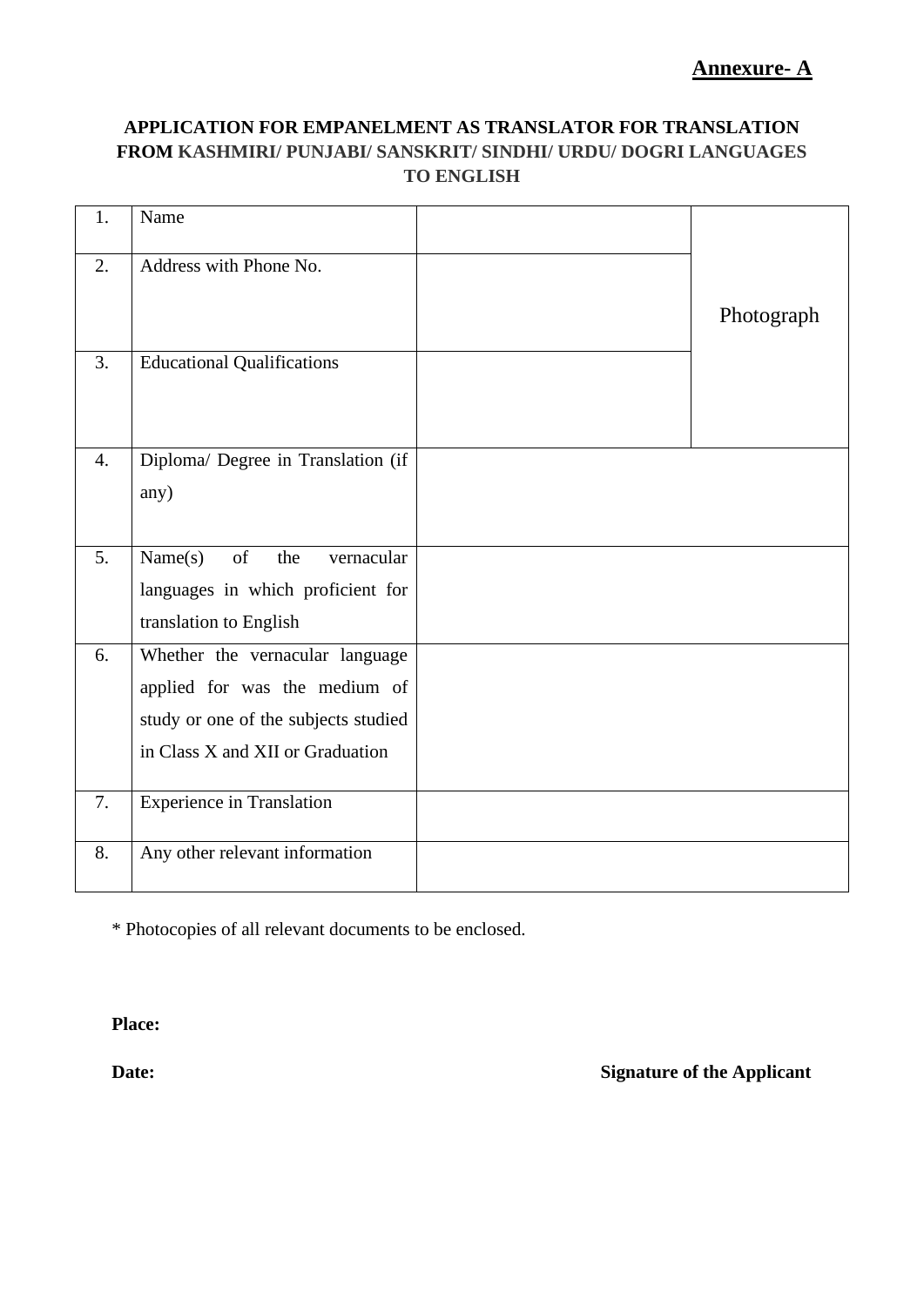**Annexure- A**

**APPLICATION FOR EMPANELMENT AS TRANSLATOR FOR TRANSLATION FROM KASHMIRI/ PUNJABI/ SANSKRIT/ SINDHI/ URDU/ DOGRI LANGUAGES TO ENGLISH**

| | | | |
|---|---|---|---|
| 1. | Name | | Photograph |
| 2. | Address with Phone No. | | |
| 3. | Educational Qualifications | | |
| 4. | Diploma/ Degree in Translation (if any) | | |
| 5. | Name(s) of the vernacular languages in which proficient for translation to English | | |
| 6. | Whether the vernacular language applied for was the medium of study or one of the subjects studied in Class X and XII or Graduation | | |
| 7. | Experience in Translation | | |
| 8. | Any other relevant information | | |

* Photocopies of all relevant documents to be enclosed.

**Place:**

**Date:** **Signature of the Applicant**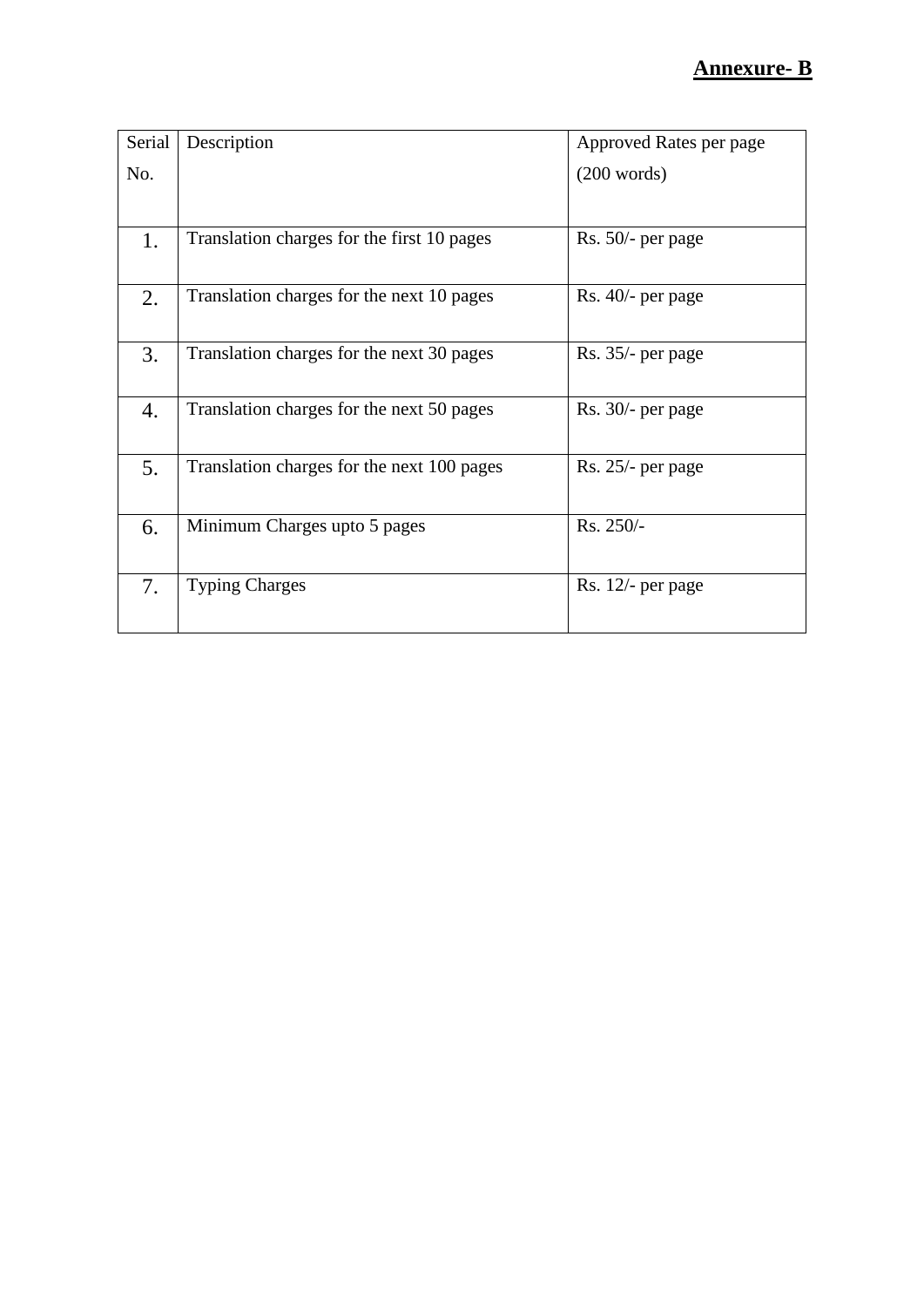**Annexure- B**

| Serial No. | Description | Approved Rates per page (200 words) |
|---|---|---|
| 1. | Translation charges for the first 10 pages | Rs. 50/- per page |
| 2. | Translation charges for the next 10 pages | Rs. 40/- per page |
| 3. | Translation charges for the next 30 pages | Rs. 35/- per page |
| 4. | Translation charges for the next 50 pages | Rs. 30/- per page |
| 5. | Translation charges for the next 100 pages | Rs. 25/- per page |
| 6. | Minimum Charges upto 5 pages | Rs. 250/- |
| 7. | Typing Charges | Rs. 12/- per page |